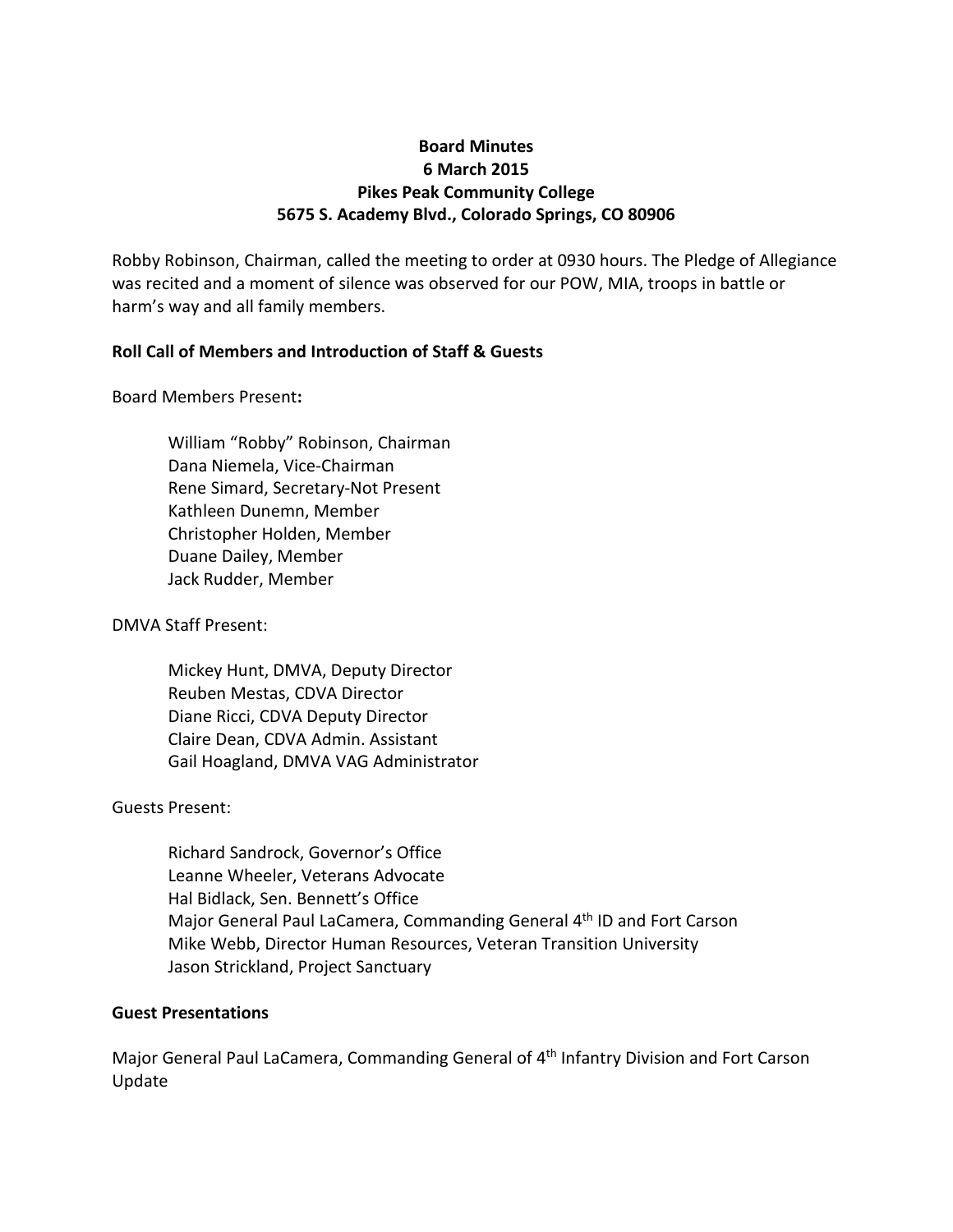**Board Minutes**
**6 March 2015**
**Pikes Peak Community College**
**5675 S. Academy Blvd., Colorado Springs, CO 80906**

Robby Robinson, Chairman, called the meeting to order at 0930 hours. The Pledge of Allegiance was recited and a moment of silence was observed for our POW, MIA, troops in battle or harm's way and all family members.

**Roll Call of Members and Introduction of Staff & Guests**

Board Members Present**:**

William "Robby" Robinson, Chairman
Dana Niemela, Vice-Chairman
Rene Simard, Secretary-Not Present
Kathleen Dunemn, Member
Christopher Holden, Member
Duane Dailey, Member
Jack Rudder, Member

DMVA Staff Present:

Mickey Hunt, DMVA, Deputy Director
Reuben Mestas, CDVA Director
Diane Ricci, CDVA Deputy Director
Claire Dean, CDVA Admin. Assistant
Gail Hoagland, DMVA VAG Administrator

Guests Present:

Richard Sandrock, Governor's Office
Leanne Wheeler, Veterans Advocate
Hal Bidlack, Sen. Bennett's Office
Major General Paul LaCamera, Commanding General 4th ID and Fort Carson
Mike Webb, Director Human Resources, Veteran Transition University
Jason Strickland, Project Sanctuary

**Guest Presentations**

Major General Paul LaCamera, Commanding General of 4th Infantry Division and Fort Carson Update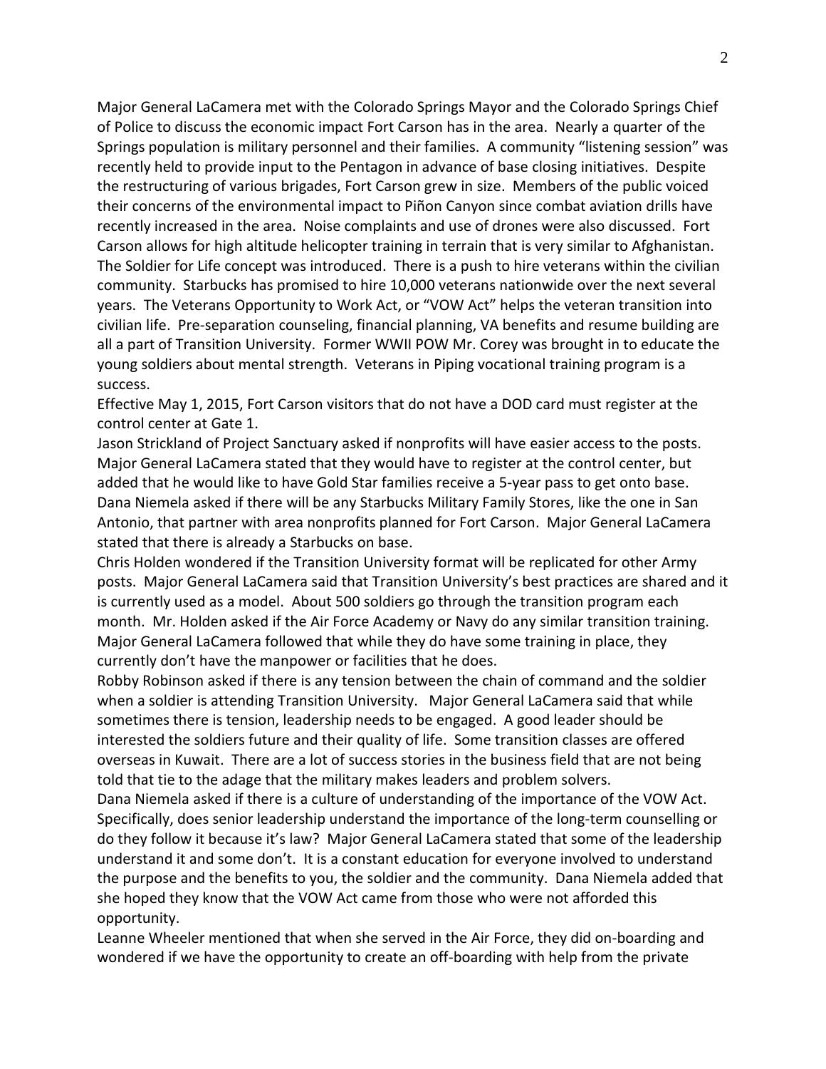Major General LaCamera met with the Colorado Springs Mayor and the Colorado Springs Chief of Police to discuss the economic impact Fort Carson has in the area. Nearly a quarter of the Springs population is military personnel and their families. A community "listening session" was recently held to provide input to the Pentagon in advance of base closing initiatives. Despite the restructuring of various brigades, Fort Carson grew in size. Members of the public voiced their concerns of the environmental impact to Piñon Canyon since combat aviation drills have recently increased in the area. Noise complaints and use of drones were also discussed. Fort Carson allows for high altitude helicopter training in terrain that is very similar to Afghanistan. The Soldier for Life concept was introduced. There is a push to hire veterans within the civilian community. Starbucks has promised to hire 10,000 veterans nationwide over the next several years. The Veterans Opportunity to Work Act, or "VOW Act" helps the veteran transition into civilian life. Pre-separation counseling, financial planning, VA benefits and resume building are all a part of Transition University. Former WWII POW Mr. Corey was brought in to educate the young soldiers about mental strength. Veterans in Piping vocational training program is a success.

Effective May 1, 2015, Fort Carson visitors that do not have a DOD card must register at the control center at Gate 1.

Jason Strickland of Project Sanctuary asked if nonprofits will have easier access to the posts. Major General LaCamera stated that they would have to register at the control center, but added that he would like to have Gold Star families receive a 5-year pass to get onto base.

Dana Niemela asked if there will be any Starbucks Military Family Stores, like the one in San Antonio, that partner with area nonprofits planned for Fort Carson. Major General LaCamera stated that there is already a Starbucks on base.

Chris Holden wondered if the Transition University format will be replicated for other Army posts. Major General LaCamera said that Transition University's best practices are shared and it is currently used as a model. About 500 soldiers go through the transition program each month. Mr. Holden asked if the Air Force Academy or Navy do any similar transition training. Major General LaCamera followed that while they do have some training in place, they currently don't have the manpower or facilities that he does.

Robby Robinson asked if there is any tension between the chain of command and the soldier when a soldier is attending Transition University. Major General LaCamera said that while sometimes there is tension, leadership needs to be engaged. A good leader should be interested the soldiers future and their quality of life. Some transition classes are offered overseas in Kuwait. There are a lot of success stories in the business field that are not being told that tie to the adage that the military makes leaders and problem solvers.

Dana Niemela asked if there is a culture of understanding of the importance of the VOW Act. Specifically, does senior leadership understand the importance of the long-term counselling or do they follow it because it's law? Major General LaCamera stated that some of the leadership understand it and some don't. It is a constant education for everyone involved to understand the purpose and the benefits to you, the soldier and the community. Dana Niemela added that she hoped they know that the VOW Act came from those who were not afforded this opportunity.

Leanne Wheeler mentioned that when she served in the Air Force, they did on-boarding and wondered if we have the opportunity to create an off-boarding with help from the private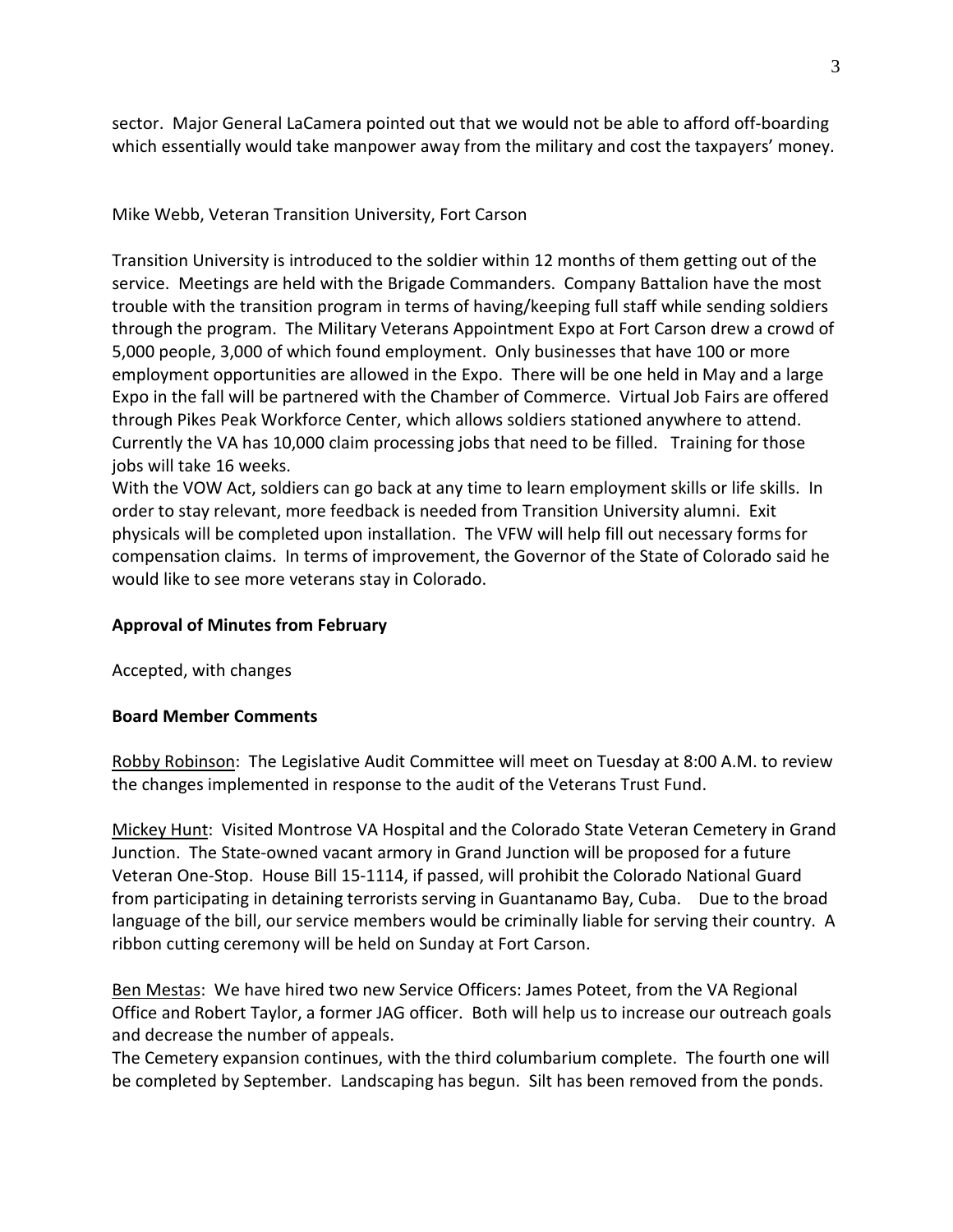sector. Major General LaCamera pointed out that we would not be able to afford off-boarding which essentially would take manpower away from the military and cost the taxpayers' money.

Mike Webb, Veteran Transition University, Fort Carson

Transition University is introduced to the soldier within 12 months of them getting out of the service. Meetings are held with the Brigade Commanders. Company Battalion have the most trouble with the transition program in terms of having/keeping full staff while sending soldiers through the program. The Military Veterans Appointment Expo at Fort Carson drew a crowd of 5,000 people, 3,000 of which found employment. Only businesses that have 100 or more employment opportunities are allowed in the Expo. There will be one held in May and a large Expo in the fall will be partnered with the Chamber of Commerce. Virtual Job Fairs are offered through Pikes Peak Workforce Center, which allows soldiers stationed anywhere to attend. Currently the VA has 10,000 claim processing jobs that need to be filled. Training for those jobs will take 16 weeks.
With the VOW Act, soldiers can go back at any time to learn employment skills or life skills. In order to stay relevant, more feedback is needed from Transition University alumni. Exit physicals will be completed upon installation. The VFW will help fill out necessary forms for compensation claims. In terms of improvement, the Governor of the State of Colorado said he would like to see more veterans stay in Colorado.

**Approval of Minutes from February**

Accepted, with changes

**Board Member Comments**

Robby Robinson: The Legislative Audit Committee will meet on Tuesday at 8:00 A.M. to review the changes implemented in response to the audit of the Veterans Trust Fund.

Mickey Hunt: Visited Montrose VA Hospital and the Colorado State Veteran Cemetery in Grand Junction. The State-owned vacant armory in Grand Junction will be proposed for a future Veteran One-Stop. House Bill 15-1114, if passed, will prohibit the Colorado National Guard from participating in detaining terrorists serving in Guantanamo Bay, Cuba. Due to the broad language of the bill, our service members would be criminally liable for serving their country. A ribbon cutting ceremony will be held on Sunday at Fort Carson.

Ben Mestas: We have hired two new Service Officers: James Poteet, from the VA Regional Office and Robert Taylor, a former JAG officer. Both will help us to increase our outreach goals and decrease the number of appeals.
The Cemetery expansion continues, with the third columbarium complete. The fourth one will be completed by September. Landscaping has begun. Silt has been removed from the ponds.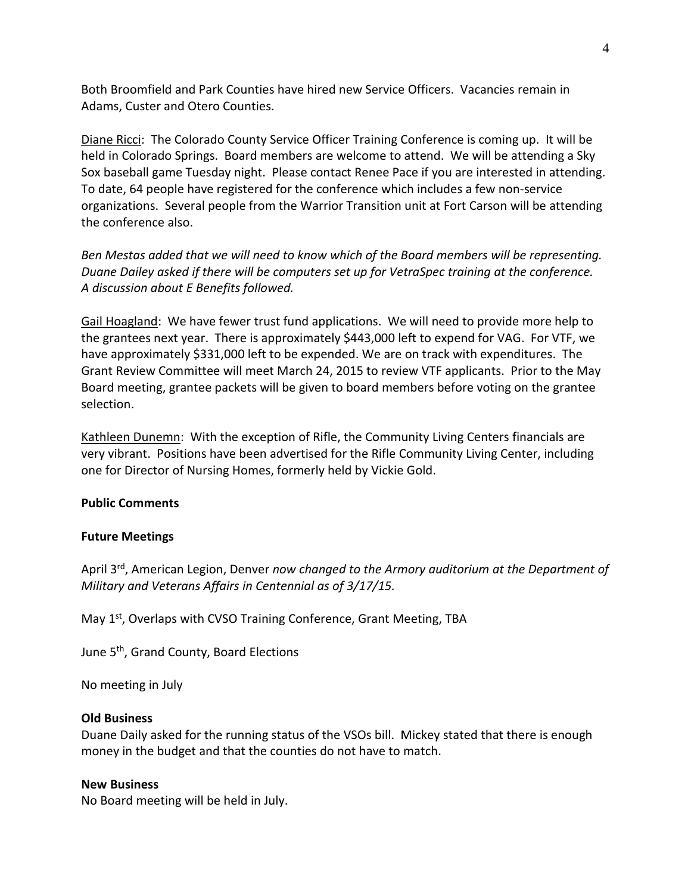Both Broomfield and Park Counties have hired new Service Officers. Vacancies remain in Adams, Custer and Otero Counties.

Diane Ricci: The Colorado County Service Officer Training Conference is coming up. It will be held in Colorado Springs. Board members are welcome to attend. We will be attending a Sky Sox baseball game Tuesday night. Please contact Renee Pace if you are interested in attending. To date, 64 people have registered for the conference which includes a few non-service organizations. Several people from the Warrior Transition unit at Fort Carson will be attending the conference also.

*Ben Mestas added that we will need to know which of the Board members will be representing. Duane Dailey asked if there will be computers set up for VetraSpec training at the conference. A discussion about E Benefits followed.*

Gail Hoagland: We have fewer trust fund applications. We will need to provide more help to the grantees next year. There is approximately $443,000 left to expend for VAG. For VTF, we have approximately $331,000 left to be expended. We are on track with expenditures. The Grant Review Committee will meet March 24, 2015 to review VTF applicants. Prior to the May Board meeting, grantee packets will be given to board members before voting on the grantee selection.

Kathleen Dunemn: With the exception of Rifle, the Community Living Centers financials are very vibrant. Positions have been advertised for the Rifle Community Living Center, including one for Director of Nursing Homes, formerly held by Vickie Gold.

**Public Comments**

**Future Meetings**

April 3rd, American Legion, Denver *now changed to the Armory auditorium at the Department of Military and Veterans Affairs in Centennial as of 3/17/15.*

May 1st, Overlaps with CVSO Training Conference, Grant Meeting, TBA

June 5th, Grand County, Board Elections

No meeting in July

**Old Business**

Duane Daily asked for the running status of the VSOs bill. Mickey stated that there is enough money in the budget and that the counties do not have to match.

**New Business**

No Board meeting will be held in July.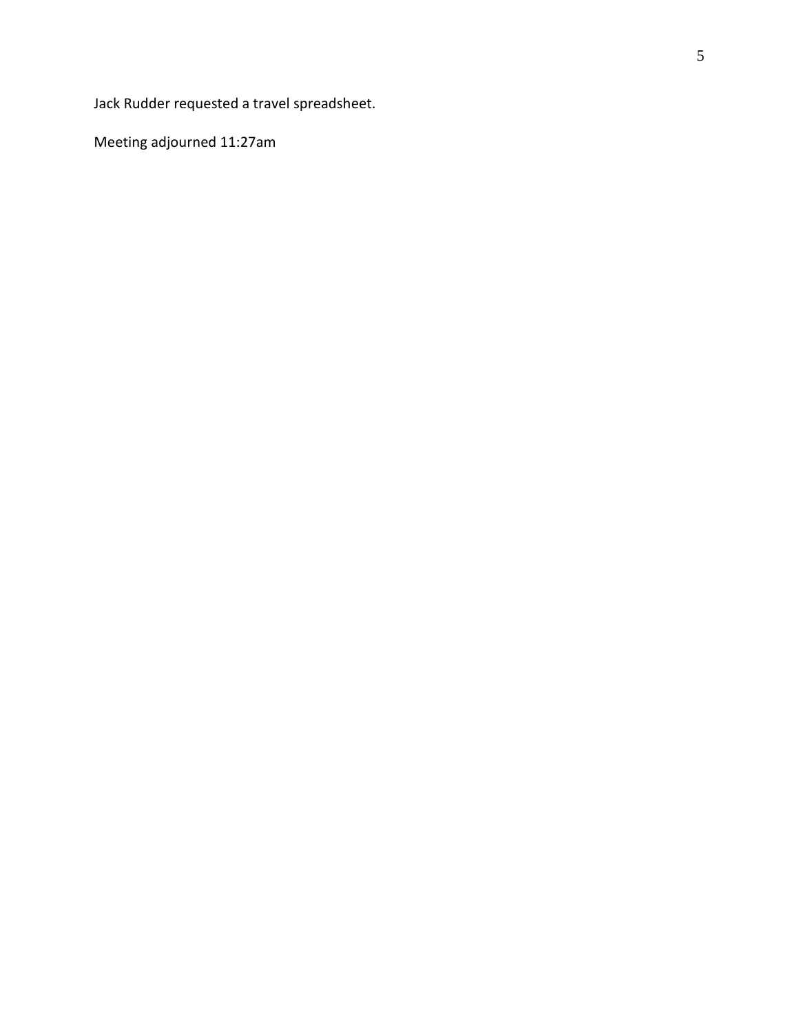Jack Rudder requested a travel spreadsheet.

Meeting adjourned 11:27am